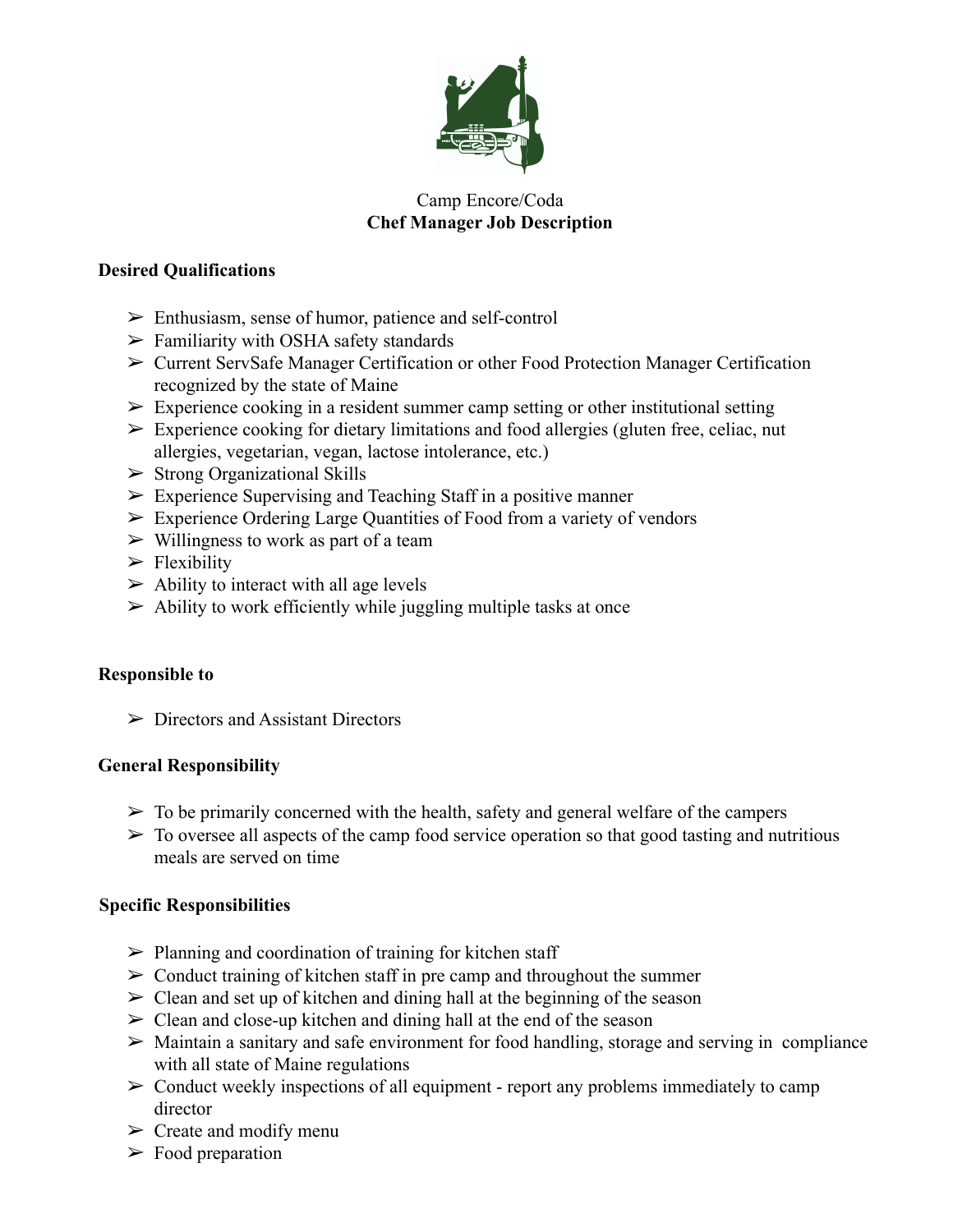Camp Encore/Coda

# Chef Manager Job Description

## Desired Qualifications

- Enthusiasm, sense of humor, patience and self-control
- Familiarity with OSHA safety standards
- Current ServSafe Manager Certification or other Food Protection Manager Certification recognized by the state of Maine
- Experience cooking in a resident summer camp setting or other institutional setting
- Experience cooking for dietary limitations and food allergies (gluten free, celiac, nut allergies, vegetarian, vegan, lactose intolerance, etc.)
- Strong Organizational Skills
- Experience Supervising and Teaching Staff in a positive manner
- Experience Ordering Large Quantities of Food from a variety of vendors
- Willingness to work as part of a team
- Flexibility
- Ability to interact with all age levels
- Ability to work efficiently while juggling multiple tasks at once

## Responsible to

- Directors and Assistant Directors

## General Responsibility

- To be primarily concerned with the health, safety and general welfare of the campers
- To oversee all aspects of the camp food service operation so that good tasting and nutritious meals are served on time

## Specific Responsibilities

- Planning and coordination of training for kitchen staff
- Conduct training of kitchen staff in pre camp and throughout the summer
- Clean and set up of kitchen and dining hall at the beginning of the season
- Clean and close-up kitchen and dining hall at the end of the season
- Maintain a sanitary and safe environment for food handling, storage and serving in compliance with all state of Maine regulations
- Conduct weekly inspections of all equipment - report any problems immediately to camp director
- Create and modify menu
- Food preparation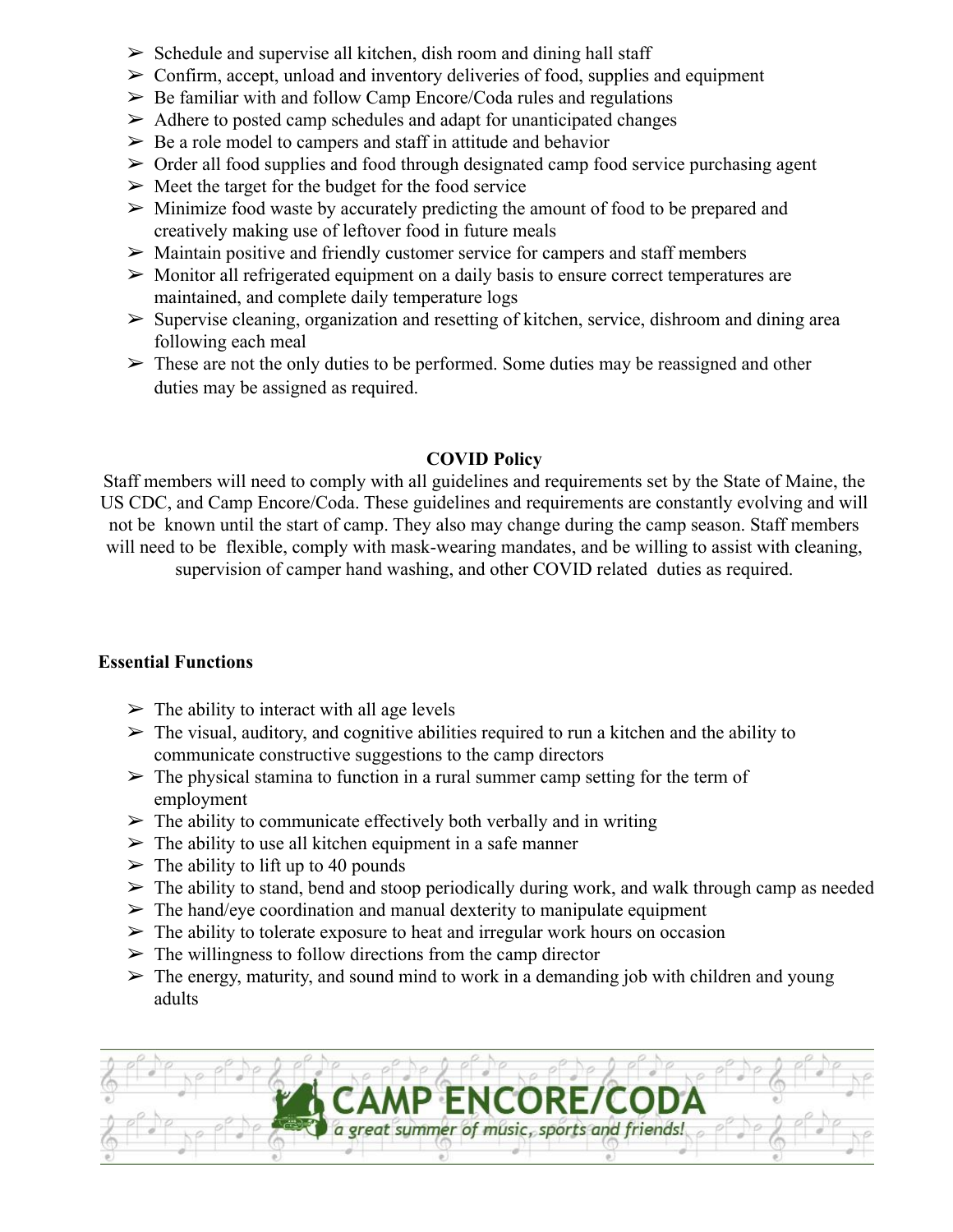- Schedule and supervise all kitchen, dish room and dining hall staff
- Confirm, accept, unload and inventory deliveries of food, supplies and equipment
- Be familiar with and follow Camp Encore/Coda rules and regulations
- Adhere to posted camp schedules and adapt for unanticipated changes
- Be a role model to campers and staff in attitude and behavior
- Order all food supplies and food through designated camp food service purchasing agent
- Meet the target for the budget for the food service
- Minimize food waste by accurately predicting the amount of food to be prepared and creatively making use of leftover food in future meals
- Maintain positive and friendly customer service for campers and staff members
- Monitor all refrigerated equipment on a daily basis to ensure correct temperatures are maintained, and complete daily temperature logs
- Supervise cleaning, organization and resetting of kitchen, service, dishroom and dining area following each meal
- These are not the only duties to be performed. Some duties may be reassigned and other duties may be assigned as required.

**COVID Policy**

Staff members will need to comply with all guidelines and requirements set by the State of Maine, the US CDC, and Camp Encore/Coda. These guidelines and requirements are constantly evolving and will not be known until the start of camp. They also may change during the camp season. Staff members will need to be flexible, comply with mask-wearing mandates, and be willing to assist with cleaning, supervision of camper hand washing, and other COVID related duties as required.

**Essential Functions**

- The ability to interact with all age levels
- The visual, auditory, and cognitive abilities required to run a kitchen and the ability to communicate constructive suggestions to the camp directors
- The physical stamina to function in a rural summer camp setting for the term of employment
- The ability to communicate effectively both verbally and in writing
- The ability to use all kitchen equipment in a safe manner
- The ability to lift up to 40 pounds
- The ability to stand, bend and stoop periodically during work, and walk through camp as needed
- The hand/eye coordination and manual dexterity to manipulate equipment
- The ability to tolerate exposure to heat and irregular work hours on occasion
- The willingness to follow directions from the camp director
- The energy, maturity, and sound mind to work in a demanding job with children and young adults